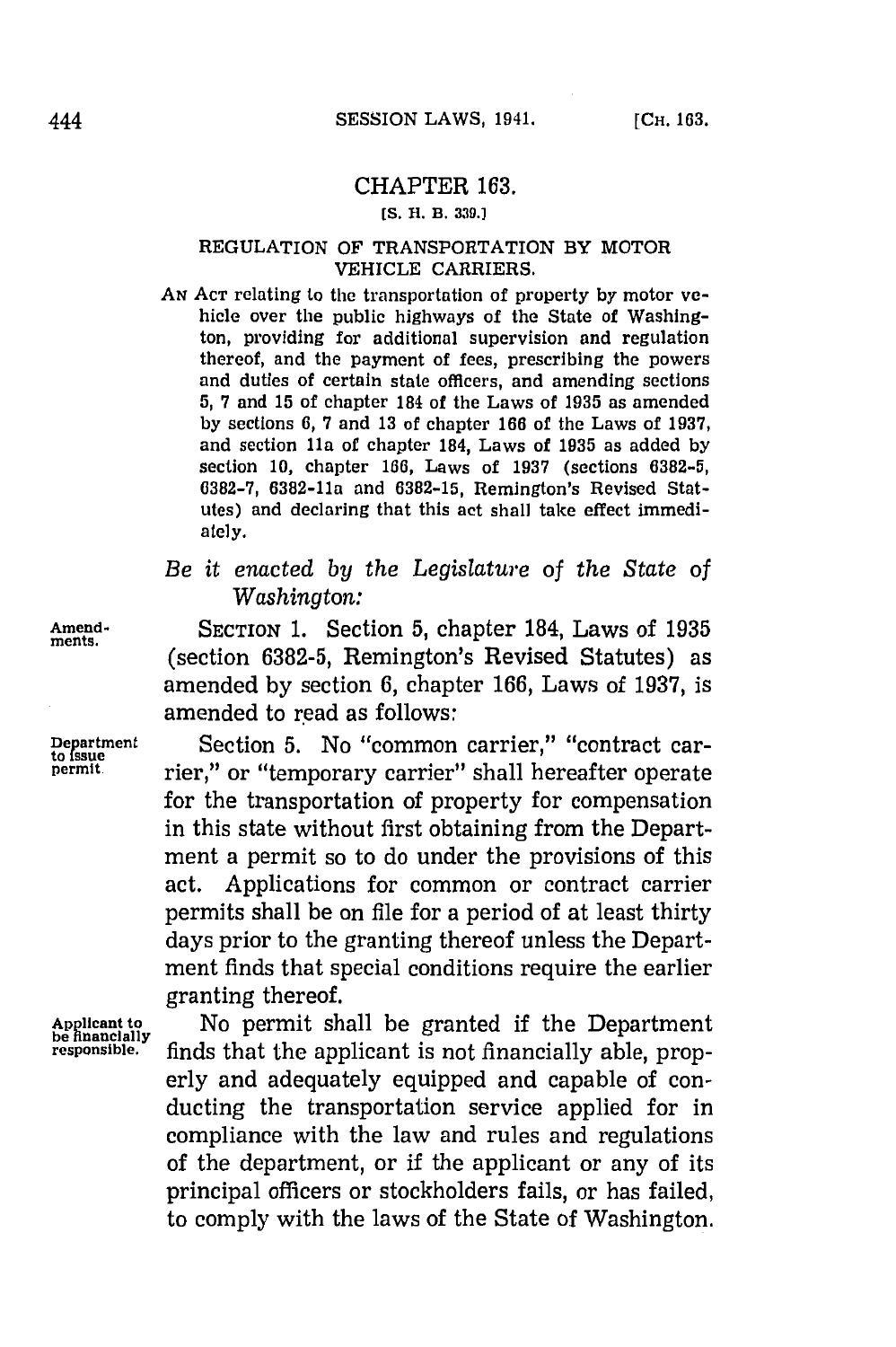# CHAPTER 163.

[S. H. B. 339.]

## REGULATION OF TRANSPORTATION BY MOTOR VEHICLE CARRIERS.

AN ACT relating to the transportation of property by motor vehicle over the public highways of the State of Washington, providing for additional supervision and regulation thereof, and the payment of fees, prescribing the powers and duties of certain state officers, and amending sections 5, 7 and 15 of chapter 184 of the Laws of 1935 as amended by sections 6, 7 and 13 of chapter 166 of the Laws of 1937, and section 11a of chapter 184, Laws of 1935 as added by section 10, chapter 166, Laws of 1937 (sections 6382-5, 6382-7, 6382-11a and 6382-15, Remington's Revised Statutes) and declaring that this act shall take effect immediately.

*Be it enacted by the Legislature of the State of Washington:*

Amendments.

SECTION 1. Section 5, chapter 184, Laws of 1935 (section 6382-5, Remington's Revised Statutes) as amended by section 6, chapter 166, Laws of 1937, is amended to read as follows:

Department to issue permit.

Section 5. No "common carrier," "contract carrier," or "temporary carrier" shall hereafter operate for the transportation of property for compensation in this state without first obtaining from the Department a permit so to do under the provisions of this act. Applications for common or contract carrier permits shall be on file for a period of at least thirty days prior to the granting thereof unless the Department finds that special conditions require the earlier granting thereof.

Applicant to be financially responsible.

No permit shall be granted if the Department finds that the applicant is not financially able, properly and adequately equipped and capable of conducting the transportation service applied for in compliance with the law and rules and regulations of the department, or if the applicant or any of its principal officers or stockholders fails, or has failed, to comply with the laws of the State of Washington.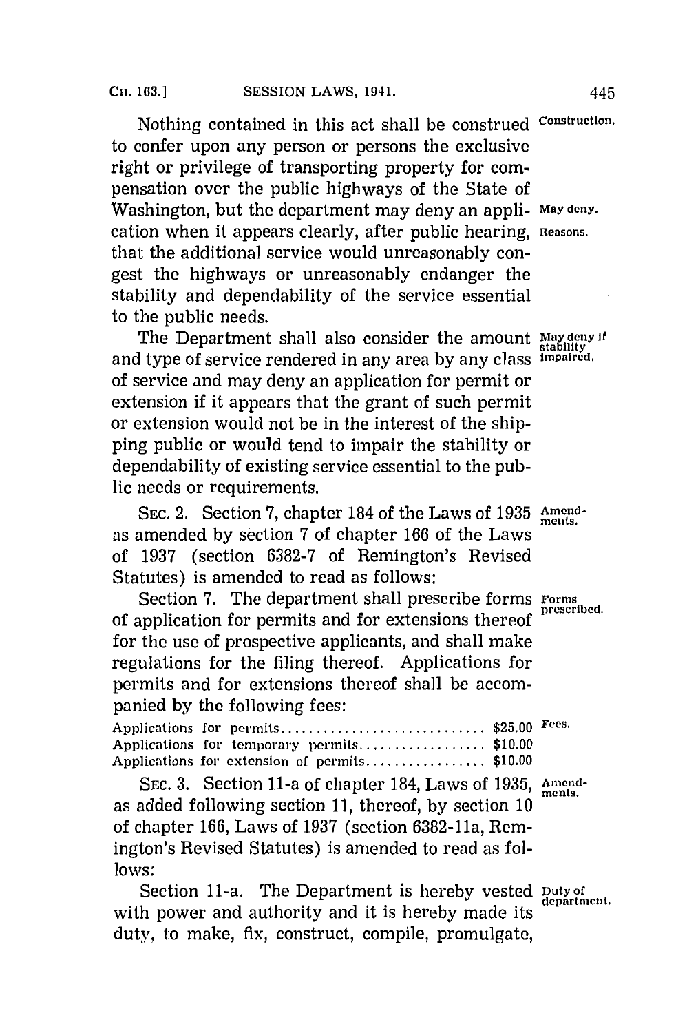Nothing contained in this act shall be construed to confer upon any person or persons the exclusive right or privilege of transporting property for compensation over the public highways of the State of Washington, but the department may deny an application when it appears clearly, after public hearing, that the additional service would unreasonably congest the highways or unreasonably endanger the stability and dependability of the service essential to the public needs.

Construction.

May deny.

Reasons.

The Department shall also consider the amount and type of service rendered in any area by any class of service and may deny an application for permit or extension if it appears that the grant of such permit or extension would not be in the interest of the shipping public or would tend to impair the stability or dependability of existing service essential to the public needs or requirements.

May deny if stability impaired.

SEC. 2. Section 7, chapter 184 of the Laws of 1935 as amended by section 7 of chapter 166 of the Laws of 1937 (section 6382-7 of Remington's Revised Statutes) is amended to read as follows:

Amendments.

Section 7. The department shall prescribe forms of application for permits and for extensions thereof for the use of prospective applicants, and shall make regulations for the filing thereof. Applications for permits and for extensions thereof shall be accompanied by the following fees:

Forms prescribed.

Applications for permits ............................ $25.00
Applications for temporary permits .................. $10.00
Applications for extension of permits ................ $10.00

Fees.

SEC. 3. Section 11-a of chapter 184, Laws of 1935, as added following section 11, thereof, by section 10 of chapter 166, Laws of 1937 (section 6382-11a, Remington's Revised Statutes) is amended to read as follows:

Amendments.

Section 11-a. The Department is hereby vested with power and authority and it is hereby made its duty, to make, fix, construct, compile, promulgate,

Duty of department.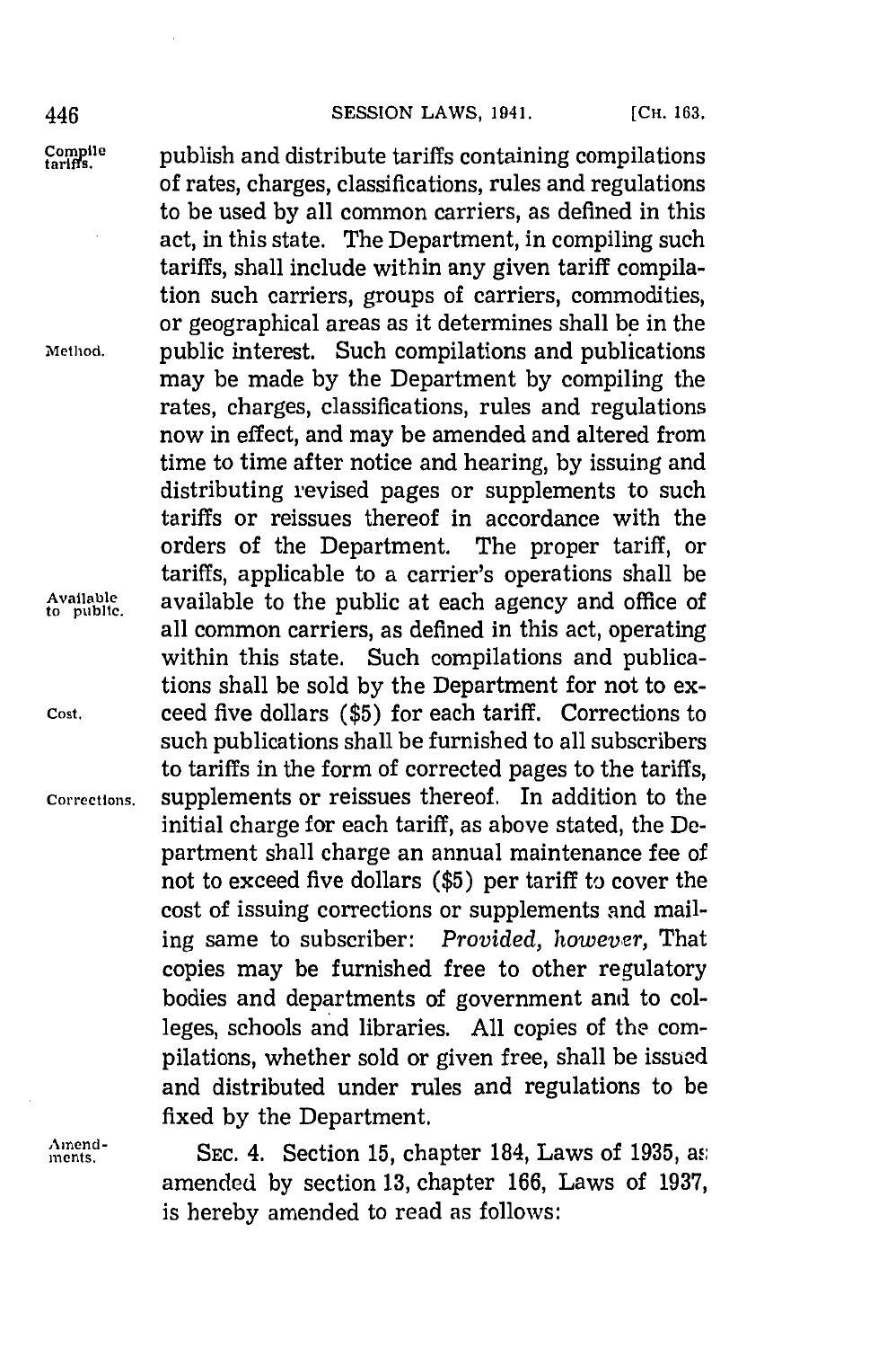publish and distribute tariffs containing compilations of rates, charges, classifications, rules and regulations to be used by all common carriers, as defined in this act, in this state. The Department, in compiling such tariffs, shall include within any given tariff compilation such carriers, groups of carriers, commodities, or geographical areas as it determines shall be in the public interest. Such compilations and publications may be made by the Department by compiling the rates, charges, classifications, rules and regulations now in effect, and may be amended and altered from time to time after notice and hearing, by issuing and distributing revised pages or supplements to such tariffs or reissues thereof in accordance with the orders of the Department. The proper tariff, or tariffs, applicable to a carrier's operations shall be available to the public at each agency and office of all common carriers, as defined in this act, operating within this state. Such compilations and publications shall be sold by the Department for not to exceed five dollars ($5) for each tariff. Corrections to such publications shall be furnished to all subscribers to tariffs in the form of corrected pages to the tariffs, supplements or reissues thereof. In addition to the initial charge for each tariff, as above stated, the Department shall charge an annual maintenance fee of not to exceed five dollars ($5) per tariff to cover the cost of issuing corrections or supplements and mailing same to subscriber: *Provided, however,* That copies may be furnished free to other regulatory bodies and departments of government and to colleges, schools and libraries. All copies of the compilations, whether sold or given free, shall be issued and distributed under rules and regulations to be fixed by the Department.

SEC. 4. Section 15, chapter 184, Laws of 1935, as amended by section 13, chapter 166, Laws of 1937, is hereby amended to read as follows: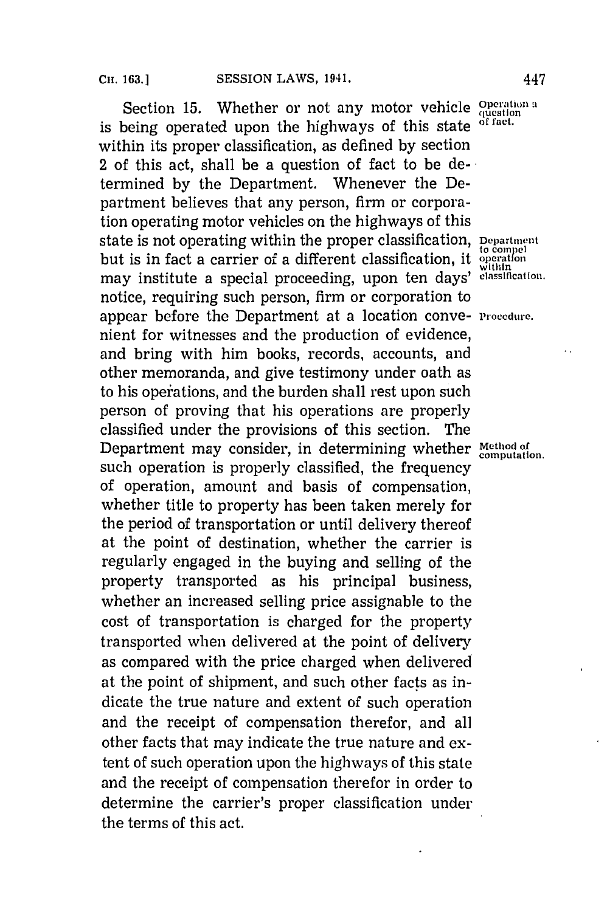Section 15. Whether or not any motor vehicle is being operated upon the highways of this state within its proper classification, as defined by section 2 of this act, shall be a question of fact to be determined by the Department. Whenever the Department believes that any person, firm or corporation operating motor vehicles on the highways of this state is not operating within the proper classification, but is in fact a carrier of a different classification, it may institute a special proceeding, upon ten days' notice, requiring such person, firm or corporation to appear before the Department at a location convenient for witnesses and the production of evidence, and bring with him books, records, accounts, and other memoranda, and give testimony under oath as to his operations, and the burden shall rest upon such person of proving that his operations are properly classified under the provisions of this section. The Department may consider, in determining whether such operation is properly classified, the frequency of operation, amount and basis of compensation, whether title to property has been taken merely for the period of transportation or until delivery thereof at the point of destination, whether the carrier is regularly engaged in the buying and selling of the property transported as his principal business, whether an increased selling price assignable to the cost of transportation is charged for the property transported when delivered at the point of delivery as compared with the price charged when delivered at the point of shipment, and such other facts as indicate the true nature and extent of such operation and the receipt of compensation therefor, and all other facts that may indicate the true nature and extent of such operation upon the highways of this state and the receipt of compensation therefor in order to determine the carrier's proper classification under the terms of this act.

Operation a question of fact.

Department to compel operation within classification.

Procedure.

Method of computation.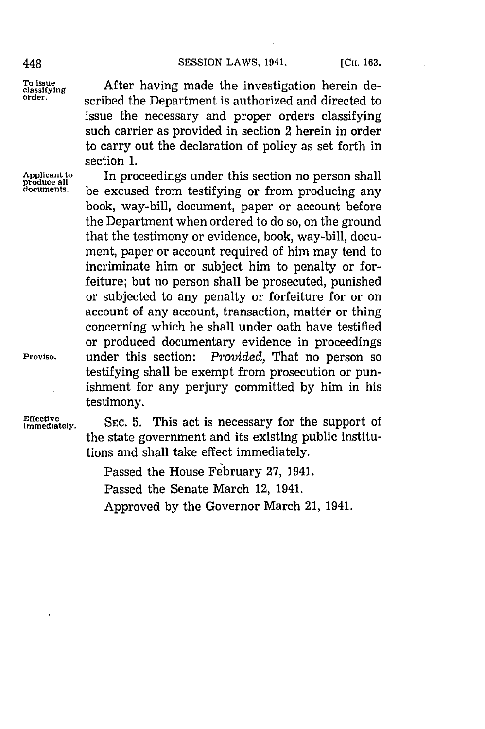To issue classifying order.

After having made the investigation herein described the Department is authorized and directed to issue the necessary and proper orders classifying such carrier as provided in section 2 herein in order to carry out the declaration of policy as set forth in section 1.

Applicant to produce all documents.

In proceedings under this section no person shall be excused from testifying or from producing any book, way-bill, document, paper or account before the Department when ordered to do so, on the ground that the testimony or evidence, book, way-bill, document, paper or account required of him may tend to incriminate him or subject him to penalty or forfeiture; but no person shall be prosecuted, punished or subjected to any penalty or forfeiture for or on account of any account, transaction, matter or thing concerning which he shall under oath have testified or produced documentary evidence in proceedings under this section: *Provided,* That no person so testifying shall be exempt from prosecution or punishment for any perjury committed by him in his testimony.

Proviso.

Effective immediately.

SEC. 5. This act is necessary for the support of the state government and its existing public institutions and shall take effect immediately.

Passed the House February 27, 1941.

Passed the Senate March 12, 1941.

Approved by the Governor March 21, 1941.